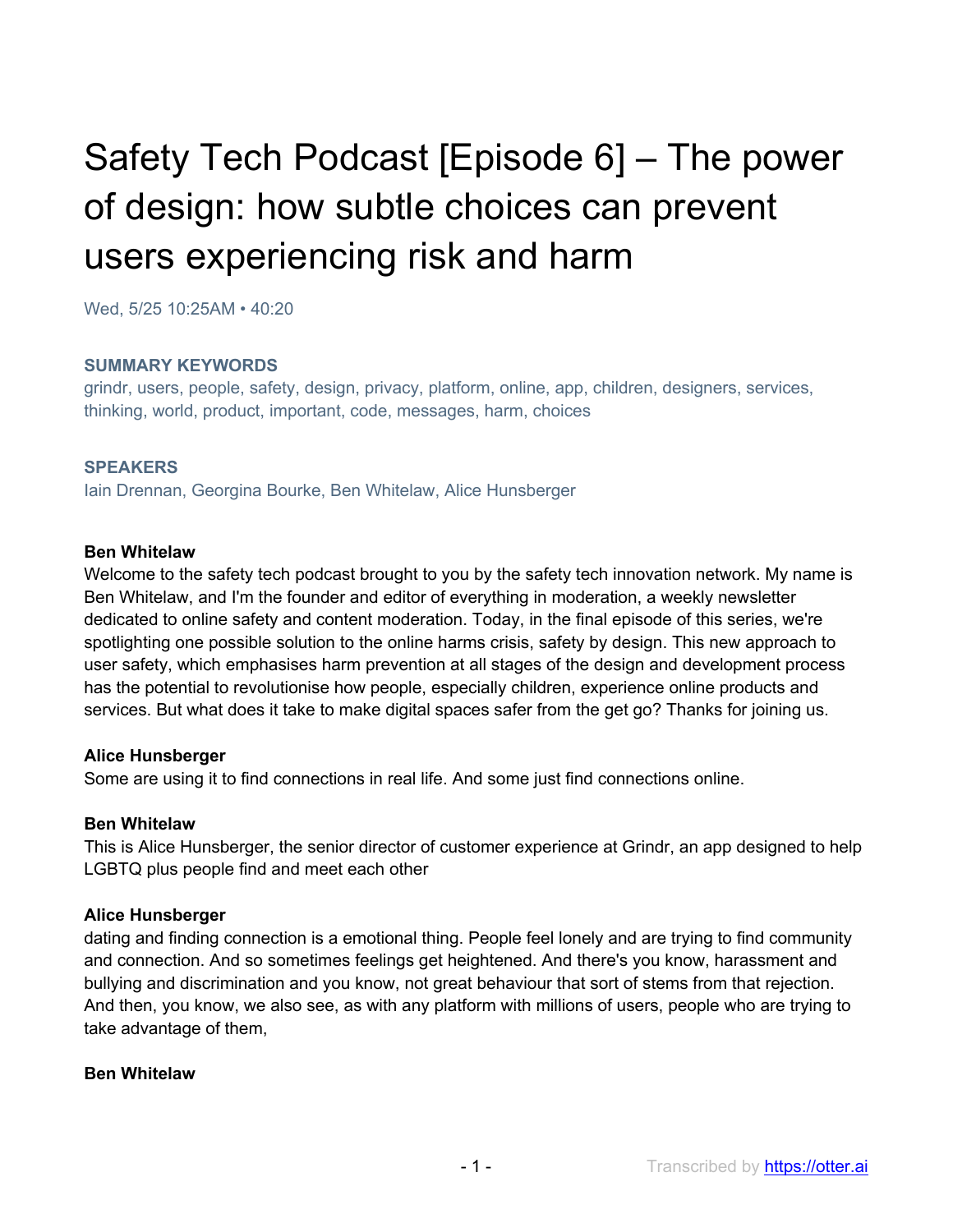# Safety Tech Podcast [Episode 6] – The power of design: how subtle choices can prevent users experiencing risk and harm

Wed, 5/25 10:25AM • 40:20

### SUMMARY KEYWORDS

grindr, users, people, safety, design, privacy, platform, online, app, children, designers, services, thinking, world, product, important, code, messages, harm, choices

### SPEAKERS

Iain Drennan, Georgina Bourke, Ben Whitelaw, Alice Hunsberger

**Ben Whitelaw**
Welcome to the safety tech podcast brought to you by the safety tech innovation network. My name is Ben Whitelaw, and I'm the founder and editor of everything in moderation, a weekly newsletter dedicated to online safety and content moderation. Today, in the final episode of this series, we're spotlighting one possible solution to the online harms crisis, safety by design. This new approach to user safety, which emphasises harm prevention at all stages of the design and development process has the potential to revolutionise how people, especially children, experience online products and services. But what does it take to make digital spaces safer from the get go? Thanks for joining us.

**Alice Hunsberger**
Some are using it to find connections in real life. And some just find connections online.

**Ben Whitelaw**
This is Alice Hunsberger, the senior director of customer experience at Grindr, an app designed to help LGBTQ plus people find and meet each other

**Alice Hunsberger**
dating and finding connection is a emotional thing. People feel lonely and are trying to find community and connection. And so sometimes feelings get heightened. And there's you know, harassment and bullying and discrimination and you know, not great behaviour that sort of stems from that rejection. And then, you know, we also see, as with any platform with millions of users, people who are trying to take advantage of them,

**Ben Whitelaw**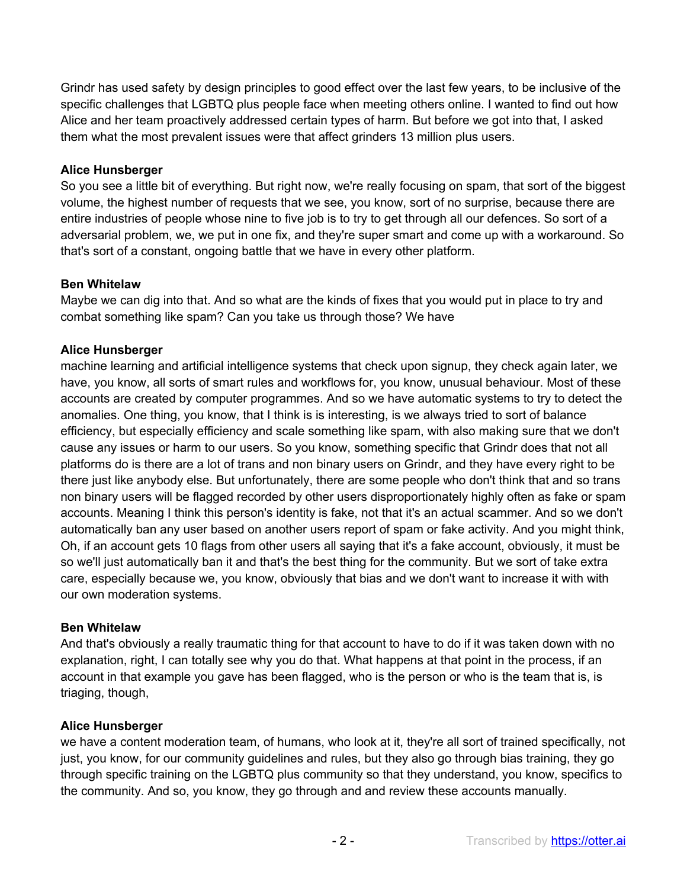Grindr has used safety by design principles to good effect over the last few years, to be inclusive of the specific challenges that LGBTQ plus people face when meeting others online. I wanted to find out how Alice and her team proactively addressed certain types of harm. But before we got into that, I asked them what the most prevalent issues were that affect grinders 13 million plus users.

**Alice Hunsberger**
So you see a little bit of everything. But right now, we're really focusing on spam, that sort of the biggest volume, the highest number of requests that we see, you know, sort of no surprise, because there are entire industries of people whose nine to five job is to try to get through all our defences. So sort of a adversarial problem, we, we put in one fix, and they're super smart and come up with a workaround. So that's sort of a constant, ongoing battle that we have in every other platform.

**Ben Whitelaw**
Maybe we can dig into that. And so what are the kinds of fixes that you would put in place to try and combat something like spam? Can you take us through those? We have

**Alice Hunsberger**
machine learning and artificial intelligence systems that check upon signup, they check again later, we have, you know, all sorts of smart rules and workflows for, you know, unusual behaviour. Most of these accounts are created by computer programmes. And so we have automatic systems to try to detect the anomalies. One thing, you know, that I think is is interesting, is we always tried to sort of balance efficiency, but especially efficiency and scale something like spam, with also making sure that we don't cause any issues or harm to our users. So you know, something specific that Grindr does that not all platforms do is there are a lot of trans and non binary users on Grindr, and they have every right to be there just like anybody else. But unfortunately, there are some people who don't think that and so trans non binary users will be flagged recorded by other users disproportionately highly often as fake or spam accounts. Meaning I think this person's identity is fake, not that it's an actual scammer. And so we don't automatically ban any user based on another users report of spam or fake activity. And you might think, Oh, if an account gets 10 flags from other users all saying that it's a fake account, obviously, it must be so we'll just automatically ban it and that's the best thing for the community. But we sort of take extra care, especially because we, you know, obviously that bias and we don't want to increase it with with our own moderation systems.

**Ben Whitelaw**
And that's obviously a really traumatic thing for that account to have to do if it was taken down with no explanation, right, I can totally see why you do that. What happens at that point in the process, if an account in that example you gave has been flagged, who is the person or who is the team that is, is triaging, though,

**Alice Hunsberger**
we have a content moderation team, of humans, who look at it, they're all sort of trained specifically, not just, you know, for our community guidelines and rules, but they also go through bias training, they go through specific training on the LGBTQ plus community so that they understand, you know, specifics to the community. And so, you know, they go through and and review these accounts manually.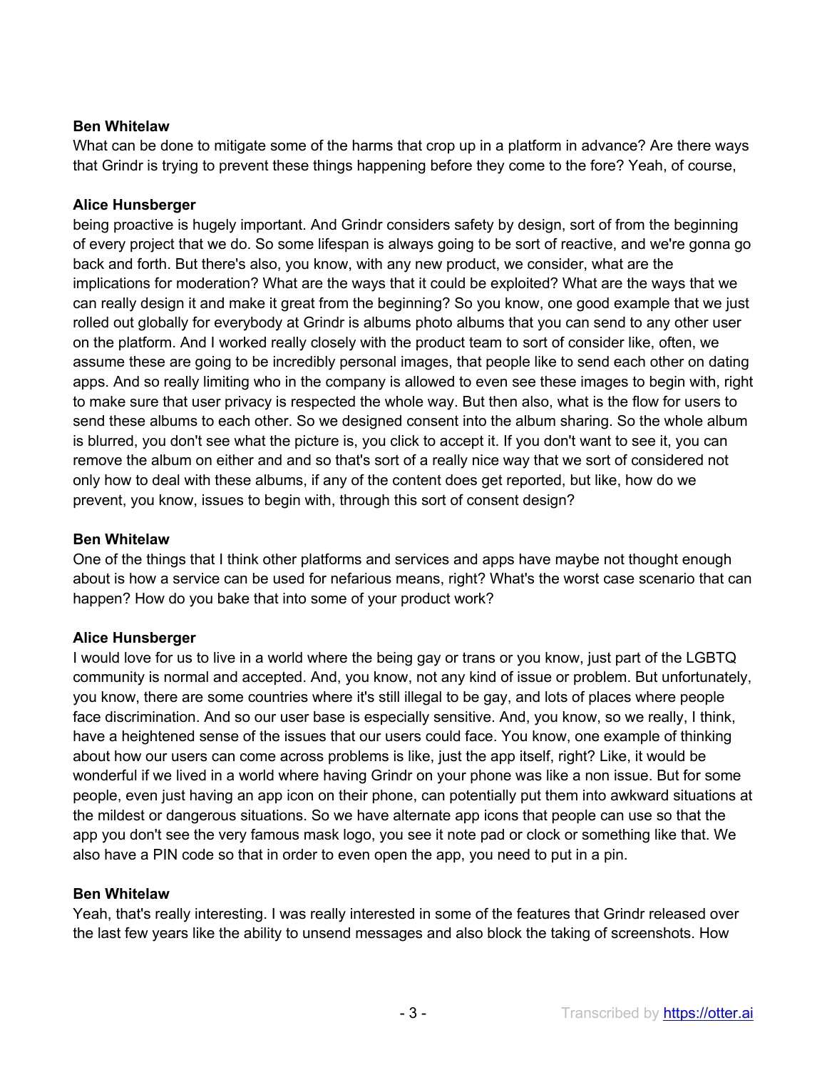**Ben Whitelaw**
What can be done to mitigate some of the harms that crop up in a platform in advance? Are there ways that Grindr is trying to prevent these things happening before they come to the fore? Yeah, of course,

**Alice Hunsberger**
being proactive is hugely important. And Grindr considers safety by design, sort of from the beginning of every project that we do. So some lifespan is always going to be sort of reactive, and we're gonna go back and forth. But there's also, you know, with any new product, we consider, what are the implications for moderation? What are the ways that it could be exploited? What are the ways that we can really design it and make it great from the beginning? So you know, one good example that we just rolled out globally for everybody at Grindr is albums photo albums that you can send to any other user on the platform. And I worked really closely with the product team to sort of consider like, often, we assume these are going to be incredibly personal images, that people like to send each other on dating apps. And so really limiting who in the company is allowed to even see these images to begin with, right to make sure that user privacy is respected the whole way. But then also, what is the flow for users to send these albums to each other. So we designed consent into the album sharing. So the whole album is blurred, you don't see what the picture is, you click to accept it. If you don't want to see it, you can remove the album on either and and so that's sort of a really nice way that we sort of considered not only how to deal with these albums, if any of the content does get reported, but like, how do we prevent, you know, issues to begin with, through this sort of consent design?

**Ben Whitelaw**
One of the things that I think other platforms and services and apps have maybe not thought enough about is how a service can be used for nefarious means, right? What's the worst case scenario that can happen? How do you bake that into some of your product work?

**Alice Hunsberger**
I would love for us to live in a world where the being gay or trans or you know, just part of the LGBTQ community is normal and accepted. And, you know, not any kind of issue or problem. But unfortunately, you know, there are some countries where it's still illegal to be gay, and lots of places where people face discrimination. And so our user base is especially sensitive. And, you know, so we really, I think, have a heightened sense of the issues that our users could face. You know, one example of thinking about how our users can come across problems is like, just the app itself, right? Like, it would be wonderful if we lived in a world where having Grindr on your phone was like a non issue. But for some people, even just having an app icon on their phone, can potentially put them into awkward situations at the mildest or dangerous situations. So we have alternate app icons that people can use so that the app you don't see the very famous mask logo, you see it note pad or clock or something like that. We also have a PIN code so that in order to even open the app, you need to put in a pin.

**Ben Whitelaw**
Yeah, that's really interesting. I was really interested in some of the features that Grindr released over the last few years like the ability to unsend messages and also block the taking of screenshots. How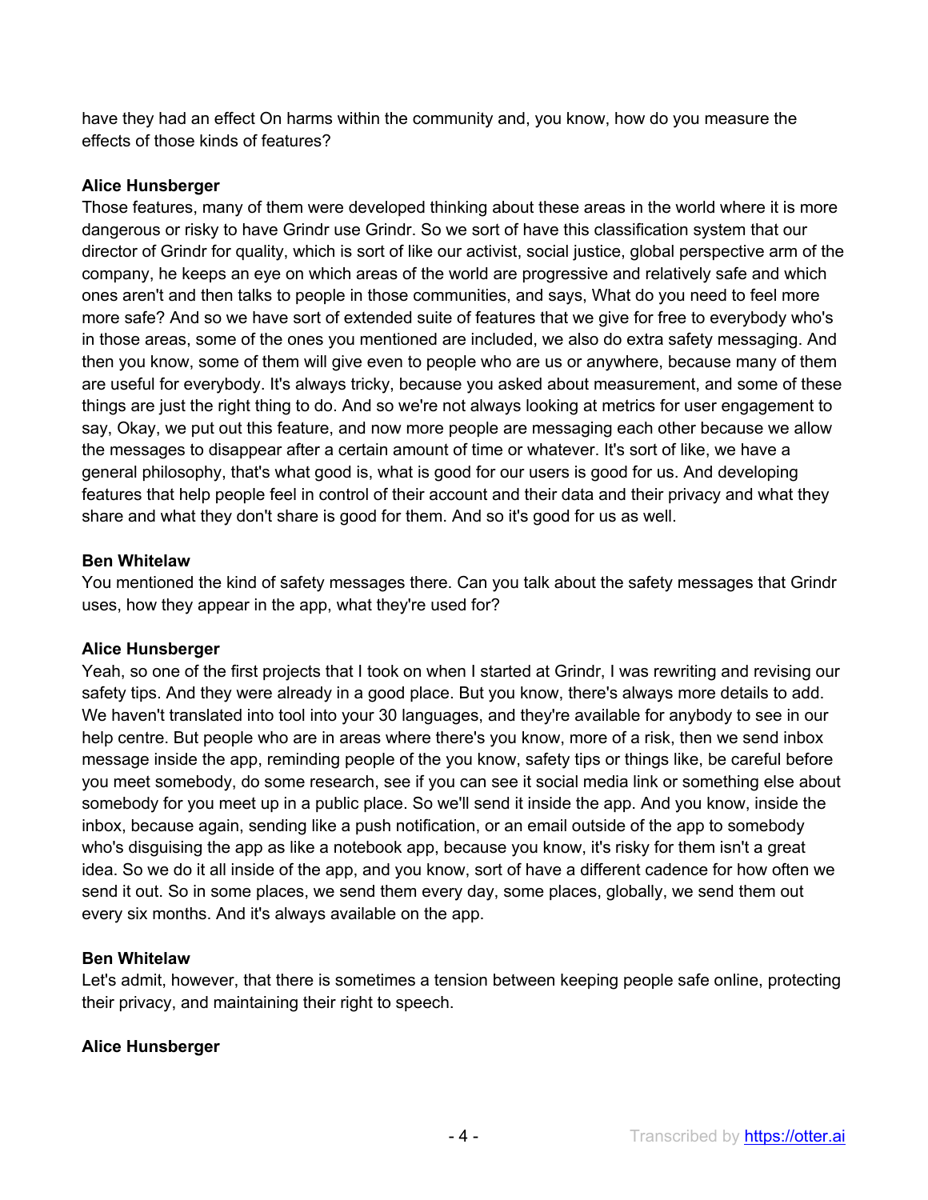have they had an effect On harms within the community and, you know, how do you measure the effects of those kinds of features?

**Alice Hunsberger**
Those features, many of them were developed thinking about these areas in the world where it is more dangerous or risky to have Grindr use Grindr. So we sort of have this classification system that our director of Grindr for quality, which is sort of like our activist, social justice, global perspective arm of the company, he keeps an eye on which areas of the world are progressive and relatively safe and which ones aren't and then talks to people in those communities, and says, What do you need to feel more more safe? And so we have sort of extended suite of features that we give for free to everybody who's in those areas, some of the ones you mentioned are included, we also do extra safety messaging. And then you know, some of them will give even to people who are us or anywhere, because many of them are useful for everybody. It's always tricky, because you asked about measurement, and some of these things are just the right thing to do. And so we're not always looking at metrics for user engagement to say, Okay, we put out this feature, and now more people are messaging each other because we allow the messages to disappear after a certain amount of time or whatever. It's sort of like, we have a general philosophy, that's what good is, what is good for our users is good for us. And developing features that help people feel in control of their account and their data and their privacy and what they share and what they don't share is good for them. And so it's good for us as well.

**Ben Whitelaw**
You mentioned the kind of safety messages there. Can you talk about the safety messages that Grindr uses, how they appear in the app, what they're used for?

**Alice Hunsberger**
Yeah, so one of the first projects that I took on when I started at Grindr, I was rewriting and revising our safety tips. And they were already in a good place. But you know, there's always more details to add. We haven't translated into tool into your 30 languages, and they're available for anybody to see in our help centre. But people who are in areas where there's you know, more of a risk, then we send inbox message inside the app, reminding people of the you know, safety tips or things like, be careful before you meet somebody, do some research, see if you can see it social media link or something else about somebody for you meet up in a public place. So we'll send it inside the app. And you know, inside the inbox, because again, sending like a push notification, or an email outside of the app to somebody who's disguising the app as like a notebook app, because you know, it's risky for them isn't a great idea. So we do it all inside of the app, and you know, sort of have a different cadence for how often we send it out. So in some places, we send them every day, some places, globally, we send them out every six months. And it's always available on the app.

**Ben Whitelaw**
Let's admit, however, that there is sometimes a tension between keeping people safe online, protecting their privacy, and maintaining their right to speech.

**Alice Hunsberger**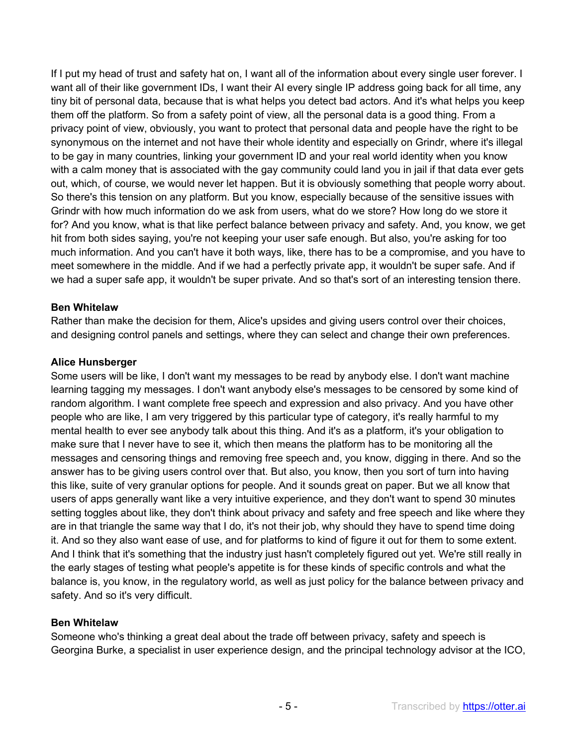If I put my head of trust and safety hat on, I want all of the information about every single user forever. I want all of their like government IDs, I want their AI every single IP address going back for all time, any tiny bit of personal data, because that is what helps you detect bad actors. And it's what helps you keep them off the platform. So from a safety point of view, all the personal data is a good thing. From a privacy point of view, obviously, you want to protect that personal data and people have the right to be synonymous on the internet and not have their whole identity and especially on Grindr, where it's illegal to be gay in many countries, linking your government ID and your real world identity when you know with a calm money that is associated with the gay community could land you in jail if that data ever gets out, which, of course, we would never let happen. But it is obviously something that people worry about. So there's this tension on any platform. But you know, especially because of the sensitive issues with Grindr with how much information do we ask from users, what do we store? How long do we store it for? And you know, what is that like perfect balance between privacy and safety. And, you know, we get hit from both sides saying, you're not keeping your user safe enough. But also, you're asking for too much information. And you can't have it both ways, like, there has to be a compromise, and you have to meet somewhere in the middle. And if we had a perfectly private app, it wouldn't be super safe. And if we had a super safe app, it wouldn't be super private. And so that's sort of an interesting tension there.

**Ben Whitelaw**
Rather than make the decision for them, Alice's upsides and giving users control over their choices, and designing control panels and settings, where they can select and change their own preferences.

**Alice Hunsberger**
Some users will be like, I don't want my messages to be read by anybody else. I don't want machine learning tagging my messages. I don't want anybody else's messages to be censored by some kind of random algorithm. I want complete free speech and expression and also privacy. And you have other people who are like, I am very triggered by this particular type of category, it's really harmful to my mental health to ever see anybody talk about this thing. And it's as a platform, it's your obligation to make sure that I never have to see it, which then means the platform has to be monitoring all the messages and censoring things and removing free speech and, you know, digging in there. And so the answer has to be giving users control over that. But also, you know, then you sort of turn into having this like, suite of very granular options for people. And it sounds great on paper. But we all know that users of apps generally want like a very intuitive experience, and they don't want to spend 30 minutes setting toggles about like, they don't think about privacy and safety and free speech and like where they are in that triangle the same way that I do, it's not their job, why should they have to spend time doing it. And so they also want ease of use, and for platforms to kind of figure it out for them to some extent. And I think that it's something that the industry just hasn't completely figured out yet. We're still really in the early stages of testing what people's appetite is for these kinds of specific controls and what the balance is, you know, in the regulatory world, as well as just policy for the balance between privacy and safety. And so it's very difficult.

**Ben Whitelaw**
Someone who's thinking a great deal about the trade off between privacy, safety and speech is Georgina Burke, a specialist in user experience design, and the principal technology advisor at the ICO,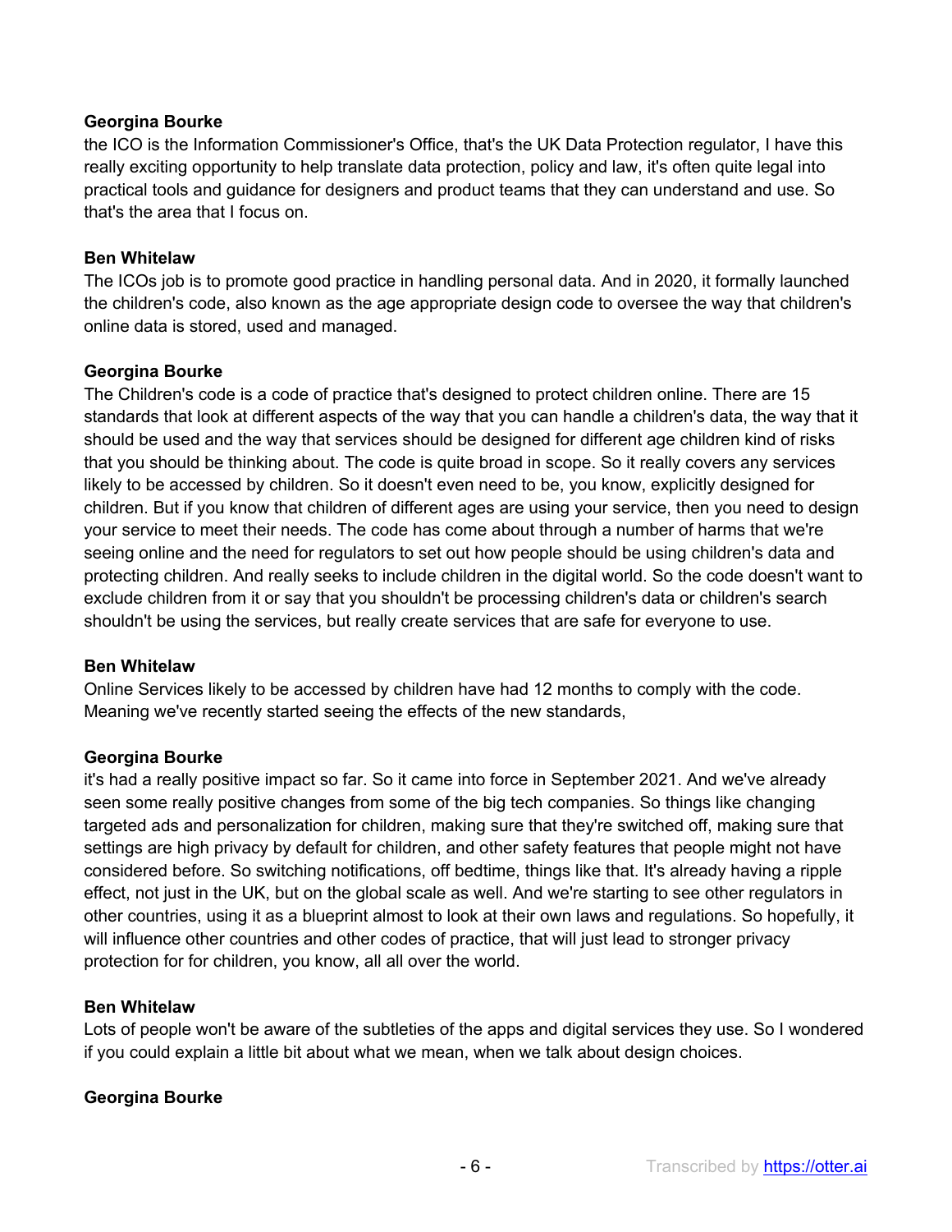**Georgina Bourke**
the ICO is the Information Commissioner's Office, that's the UK Data Protection regulator, I have this really exciting opportunity to help translate data protection, policy and law, it's often quite legal into practical tools and guidance for designers and product teams that they can understand and use. So that's the area that I focus on.

**Ben Whitelaw**
The ICOs job is to promote good practice in handling personal data. And in 2020, it formally launched the children's code, also known as the age appropriate design code to oversee the way that children's online data is stored, used and managed.

**Georgina Bourke**
The Children's code is a code of practice that's designed to protect children online. There are 15 standards that look at different aspects of the way that you can handle a children's data, the way that it should be used and the way that services should be designed for different age children kind of risks that you should be thinking about. The code is quite broad in scope. So it really covers any services likely to be accessed by children. So it doesn't even need to be, you know, explicitly designed for children. But if you know that children of different ages are using your service, then you need to design your service to meet their needs. The code has come about through a number of harms that we're seeing online and the need for regulators to set out how people should be using children's data and protecting children. And really seeks to include children in the digital world. So the code doesn't want to exclude children from it or say that you shouldn't be processing children's data or children's search shouldn't be using the services, but really create services that are safe for everyone to use.

**Ben Whitelaw**
Online Services likely to be accessed by children have had 12 months to comply with the code. Meaning we've recently started seeing the effects of the new standards,

**Georgina Bourke**
it's had a really positive impact so far. So it came into force in September 2021. And we've already seen some really positive changes from some of the big tech companies. So things like changing targeted ads and personalization for children, making sure that they're switched off, making sure that settings are high privacy by default for children, and other safety features that people might not have considered before. So switching notifications, off bedtime, things like that. It's already having a ripple effect, not just in the UK, but on the global scale as well. And we're starting to see other regulators in other countries, using it as a blueprint almost to look at their own laws and regulations. So hopefully, it will influence other countries and other codes of practice, that will just lead to stronger privacy protection for for children, you know, all all over the world.

**Ben Whitelaw**
Lots of people won't be aware of the subtleties of the apps and digital services they use. So I wondered if you could explain a little bit about what we mean, when we talk about design choices.

**Georgina Bourke**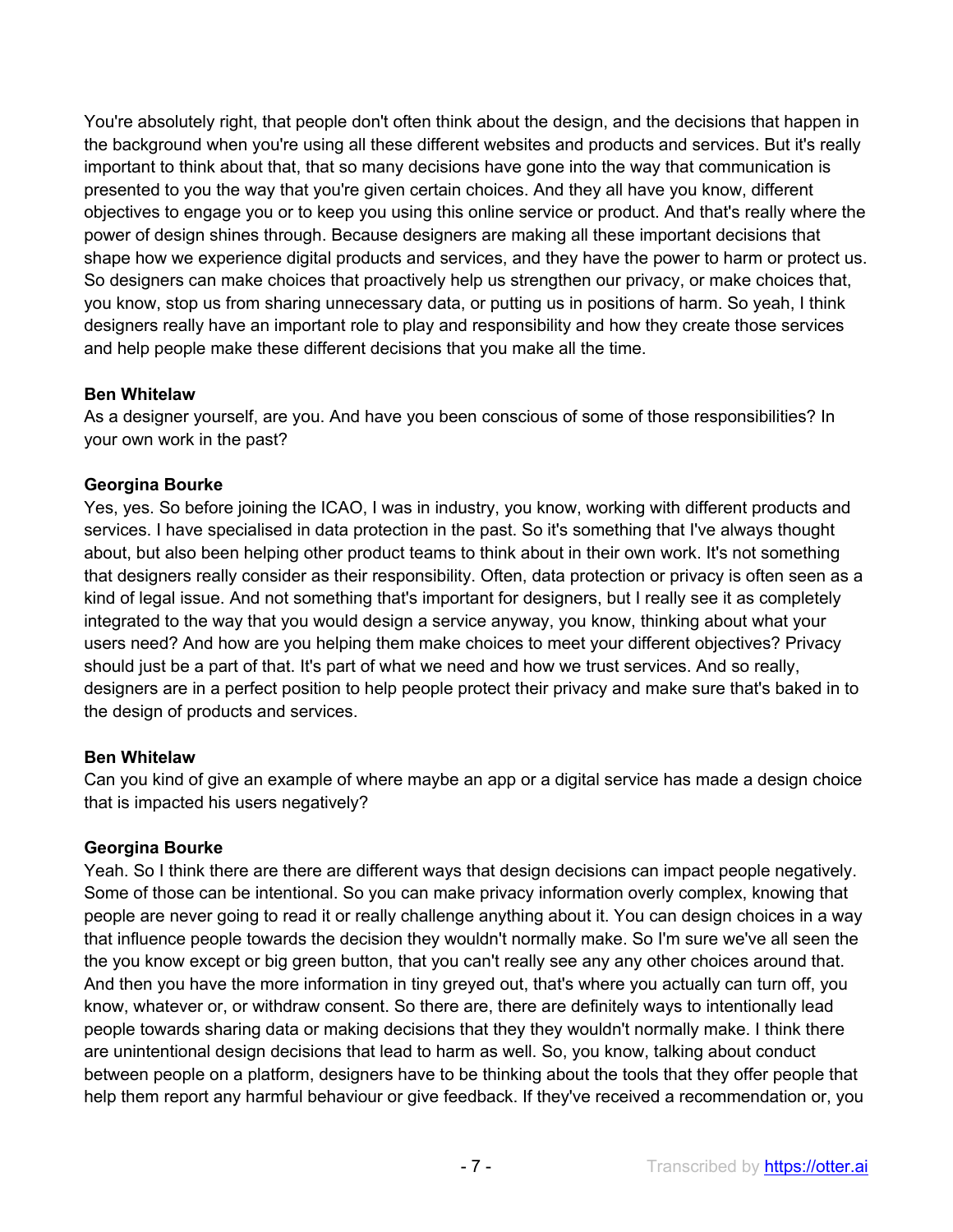You're absolutely right, that people don't often think about the design, and the decisions that happen in the background when you're using all these different websites and products and services. But it's really important to think about that, that so many decisions have gone into the way that communication is presented to you the way that you're given certain choices. And they all have you know, different objectives to engage you or to keep you using this online service or product. And that's really where the power of design shines through. Because designers are making all these important decisions that shape how we experience digital products and services, and they have the power to harm or protect us. So designers can make choices that proactively help us strengthen our privacy, or make choices that, you know, stop us from sharing unnecessary data, or putting us in positions of harm. So yeah, I think designers really have an important role to play and responsibility and how they create those services and help people make these different decisions that you make all the time.

**Ben Whitelaw**
As a designer yourself, are you. And have you been conscious of some of those responsibilities? In your own work in the past?

**Georgina Bourke**
Yes, yes. So before joining the ICAO, I was in industry, you know, working with different products and services. I have specialised in data protection in the past. So it's something that I've always thought about, but also been helping other product teams to think about in their own work. It's not something that designers really consider as their responsibility. Often, data protection or privacy is often seen as a kind of legal issue. And not something that's important for designers, but I really see it as completely integrated to the way that you would design a service anyway, you know, thinking about what your users need? And how are you helping them make choices to meet your different objectives? Privacy should just be a part of that. It's part of what we need and how we trust services. And so really, designers are in a perfect position to help people protect their privacy and make sure that's baked in to the design of products and services.

**Ben Whitelaw**
Can you kind of give an example of where maybe an app or a digital service has made a design choice that is impacted his users negatively?

**Georgina Bourke**
Yeah. So I think there are there are different ways that design decisions can impact people negatively. Some of those can be intentional. So you can make privacy information overly complex, knowing that people are never going to read it or really challenge anything about it. You can design choices in a way that influence people towards the decision they wouldn't normally make. So I'm sure we've all seen the the you know except or big green button, that you can't really see any any other choices around that. And then you have the more information in tiny greyed out, that's where you actually can turn off, you know, whatever or, or withdraw consent. So there are, there are definitely ways to intentionally lead people towards sharing data or making decisions that they they wouldn't normally make. I think there are unintentional design decisions that lead to harm as well. So, you know, talking about conduct between people on a platform, designers have to be thinking about the tools that they offer people that help them report any harmful behaviour or give feedback. If they've received a recommendation or, you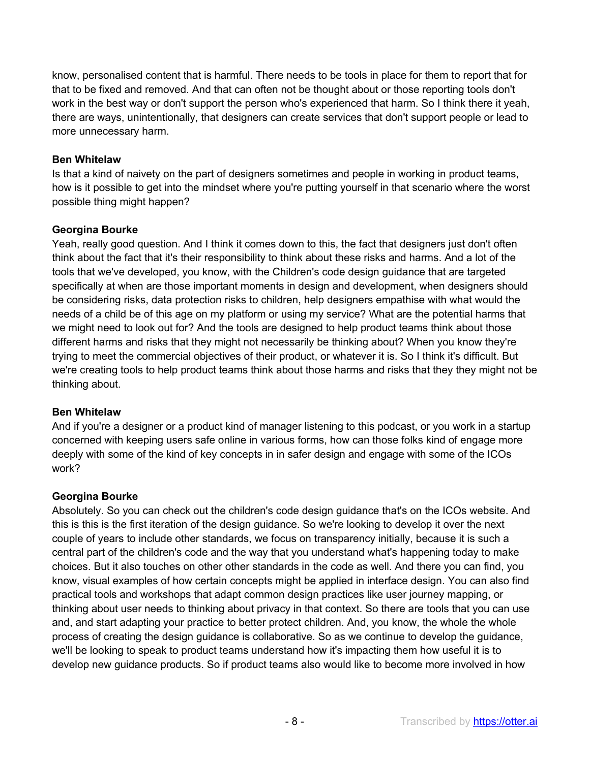know, personalised content that is harmful. There needs to be tools in place for them to report that for that to be fixed and removed. And that can often not be thought about or those reporting tools don't work in the best way or don't support the person who's experienced that harm. So I think there it yeah, there are ways, unintentionally, that designers can create services that don't support people or lead to more unnecessary harm.

**Ben Whitelaw**
Is that a kind of naivety on the part of designers sometimes and people in working in product teams, how is it possible to get into the mindset where you're putting yourself in that scenario where the worst possible thing might happen?

**Georgina Bourke**
Yeah, really good question. And I think it comes down to this, the fact that designers just don't often think about the fact that it's their responsibility to think about these risks and harms. And a lot of the tools that we've developed, you know, with the Children's code design guidance that are targeted specifically at when are those important moments in design and development, when designers should be considering risks, data protection risks to children, help designers empathise with what would the needs of a child be of this age on my platform or using my service? What are the potential harms that we might need to look out for? And the tools are designed to help product teams think about those different harms and risks that they might not necessarily be thinking about? When you know they're trying to meet the commercial objectives of their product, or whatever it is. So I think it's difficult. But we're creating tools to help product teams think about those harms and risks that they they might not be thinking about.

**Ben Whitelaw**
And if you're a designer or a product kind of manager listening to this podcast, or you work in a startup concerned with keeping users safe online in various forms, how can those folks kind of engage more deeply with some of the kind of key concepts in in safer design and engage with some of the ICOs work?

**Georgina Bourke**
Absolutely. So you can check out the children's code design guidance that's on the ICOs website. And this is this is the first iteration of the design guidance. So we're looking to develop it over the next couple of years to include other standards, we focus on transparency initially, because it is such a central part of the children's code and the way that you understand what's happening today to make choices. But it also touches on other other standards in the code as well. And there you can find, you know, visual examples of how certain concepts might be applied in interface design. You can also find practical tools and workshops that adapt common design practices like user journey mapping, or thinking about user needs to thinking about privacy in that context. So there are tools that you can use and, and start adapting your practice to better protect children. And, you know, the whole the whole process of creating the design guidance is collaborative. So as we continue to develop the guidance, we'll be looking to speak to product teams understand how it's impacting them how useful it is to develop new guidance products. So if product teams also would like to become more involved in how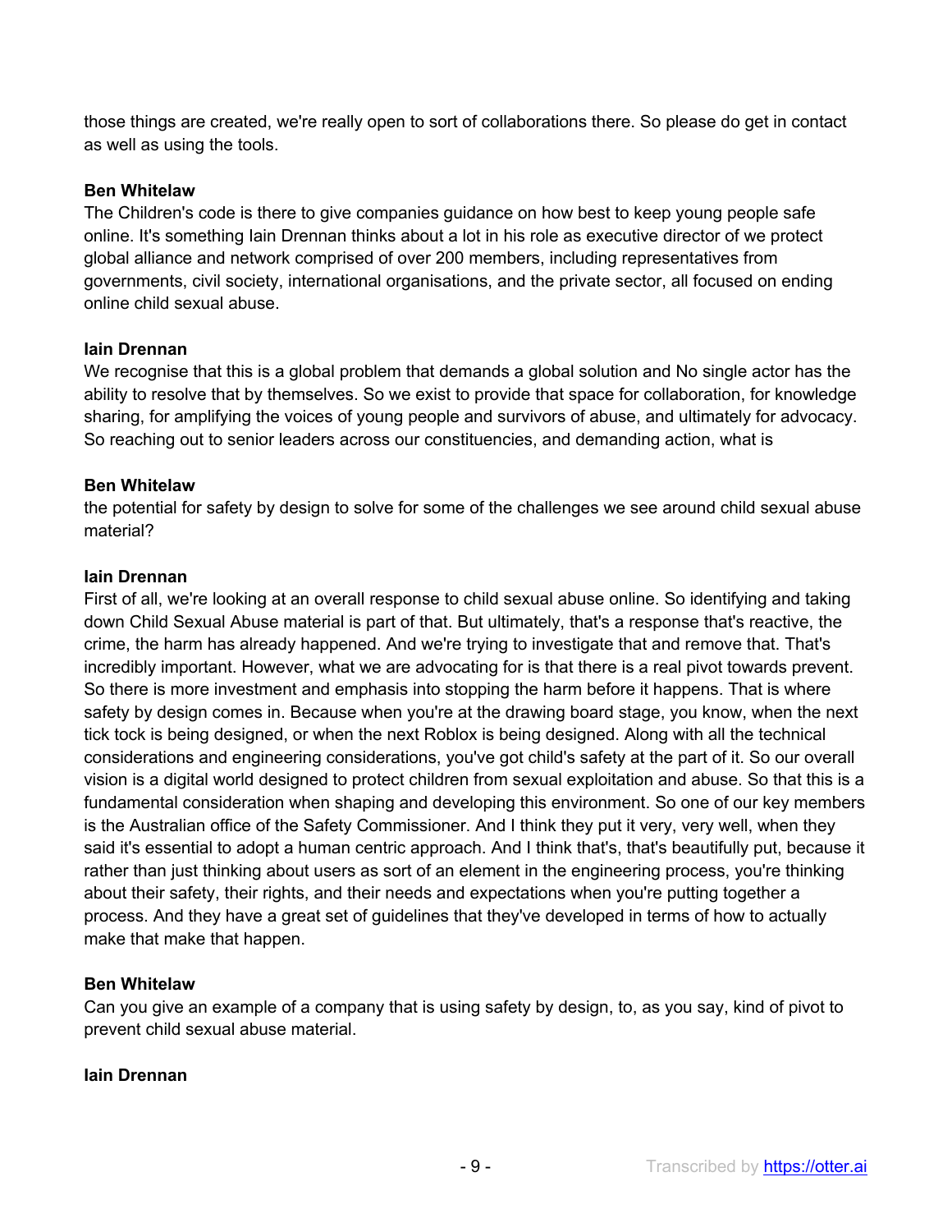those things are created, we're really open to sort of collaborations there. So please do get in contact as well as using the tools.

**Ben Whitelaw**
The Children's code is there to give companies guidance on how best to keep young people safe online. It's something Iain Drennan thinks about a lot in his role as executive director of we protect global alliance and network comprised of over 200 members, including representatives from governments, civil society, international organisations, and the private sector, all focused on ending online child sexual abuse.

**Iain Drennan**
We recognise that this is a global problem that demands a global solution and No single actor has the ability to resolve that by themselves. So we exist to provide that space for collaboration, for knowledge sharing, for amplifying the voices of young people and survivors of abuse, and ultimately for advocacy. So reaching out to senior leaders across our constituencies, and demanding action, what is

**Ben Whitelaw**
the potential for safety by design to solve for some of the challenges we see around child sexual abuse material?

**Iain Drennan**
First of all, we're looking at an overall response to child sexual abuse online. So identifying and taking down Child Sexual Abuse material is part of that. But ultimately, that's a response that's reactive, the crime, the harm has already happened. And we're trying to investigate that and remove that. That's incredibly important. However, what we are advocating for is that there is a real pivot towards prevent. So there is more investment and emphasis into stopping the harm before it happens. That is where safety by design comes in. Because when you're at the drawing board stage, you know, when the next tick tock is being designed, or when the next Roblox is being designed. Along with all the technical considerations and engineering considerations, you've got child's safety at the part of it. So our overall vision is a digital world designed to protect children from sexual exploitation and abuse. So that this is a fundamental consideration when shaping and developing this environment. So one of our key members is the Australian office of the Safety Commissioner. And I think they put it very, very well, when they said it's essential to adopt a human centric approach. And I think that's, that's beautifully put, because it rather than just thinking about users as sort of an element in the engineering process, you're thinking about their safety, their rights, and their needs and expectations when you're putting together a process. And they have a great set of guidelines that they've developed in terms of how to actually make that make that happen.

**Ben Whitelaw**
Can you give an example of a company that is using safety by design, to, as you say, kind of pivot to prevent child sexual abuse material.

**Iain Drennan**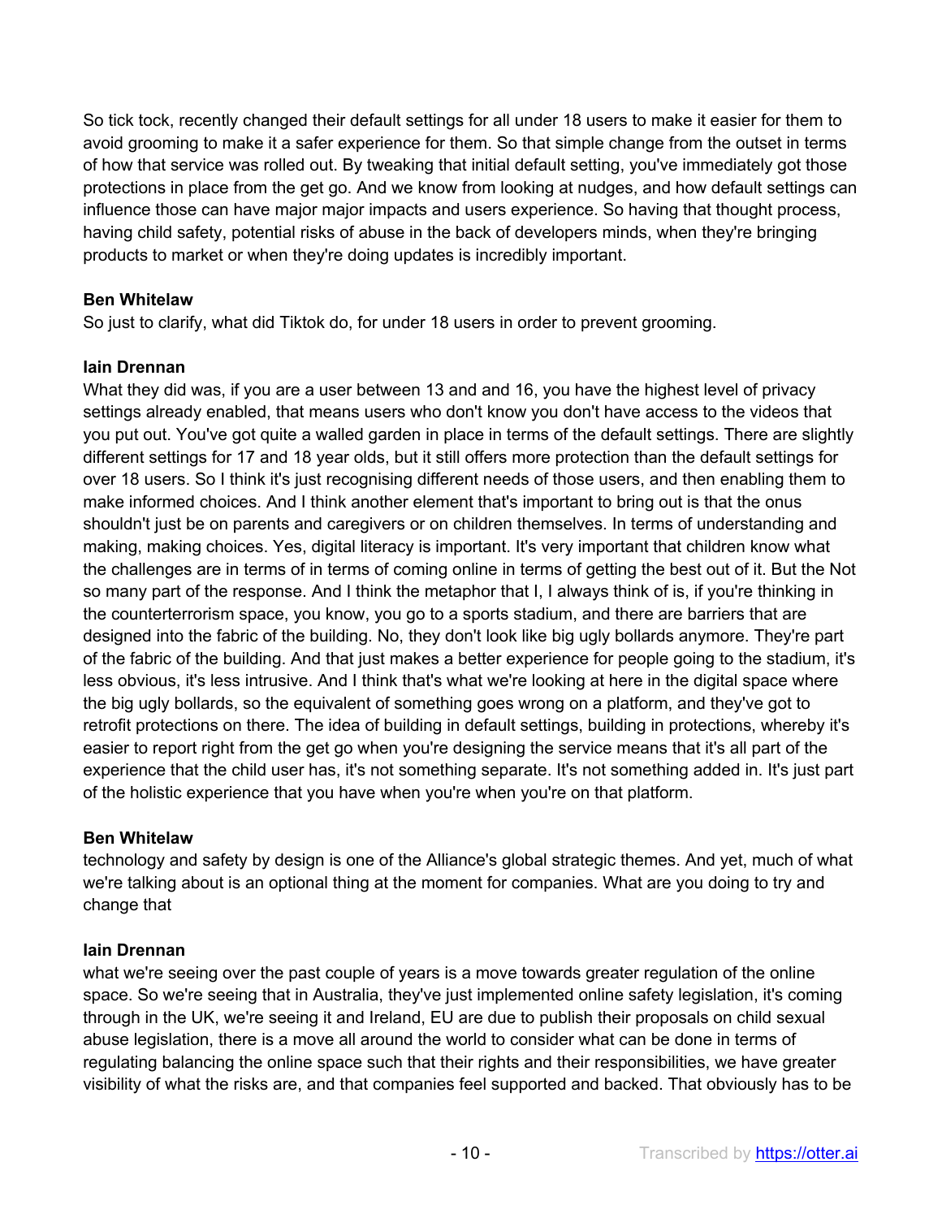So tick tock, recently changed their default settings for all under 18 users to make it easier for them to avoid grooming to make it a safer experience for them. So that simple change from the outset in terms of how that service was rolled out. By tweaking that initial default setting, you've immediately got those protections in place from the get go. And we know from looking at nudges, and how default settings can influence those can have major major impacts and users experience. So having that thought process, having child safety, potential risks of abuse in the back of developers minds, when they're bringing products to market or when they're doing updates is incredibly important.

**Ben Whitelaw**
So just to clarify, what did Tiktok do, for under 18 users in order to prevent grooming.

**Iain Drennan**
What they did was, if you are a user between 13 and and 16, you have the highest level of privacy settings already enabled, that means users who don't know you don't have access to the videos that you put out. You've got quite a walled garden in place in terms of the default settings. There are slightly different settings for 17 and 18 year olds, but it still offers more protection than the default settings for over 18 users. So I think it's just recognising different needs of those users, and then enabling them to make informed choices. And I think another element that's important to bring out is that the onus shouldn't just be on parents and caregivers or on children themselves. In terms of understanding and making, making choices. Yes, digital literacy is important. It's very important that children know what the challenges are in terms of in terms of coming online in terms of getting the best out of it. But the Not so many part of the response. And I think the metaphor that I, I always think of is, if you're thinking in the counterterrorism space, you know, you go to a sports stadium, and there are barriers that are designed into the fabric of the building. No, they don't look like big ugly bollards anymore. They're part of the fabric of the building. And that just makes a better experience for people going to the stadium, it's less obvious, it's less intrusive. And I think that's what we're looking at here in the digital space where the big ugly bollards, so the equivalent of something goes wrong on a platform, and they've got to retrofit protections on there. The idea of building in default settings, building in protections, whereby it's easier to report right from the get go when you're designing the service means that it's all part of the experience that the child user has, it's not something separate. It's not something added in. It's just part of the holistic experience that you have when you're when you're on that platform.

**Ben Whitelaw**
technology and safety by design is one of the Alliance's global strategic themes. And yet, much of what we're talking about is an optional thing at the moment for companies. What are you doing to try and change that

**Iain Drennan**
what we're seeing over the past couple of years is a move towards greater regulation of the online space. So we're seeing that in Australia, they've just implemented online safety legislation, it's coming through in the UK, we're seeing it and Ireland, EU are due to publish their proposals on child sexual abuse legislation, there is a move all around the world to consider what can be done in terms of regulating balancing the online space such that their rights and their responsibilities, we have greater visibility of what the risks are, and that companies feel supported and backed. That obviously has to be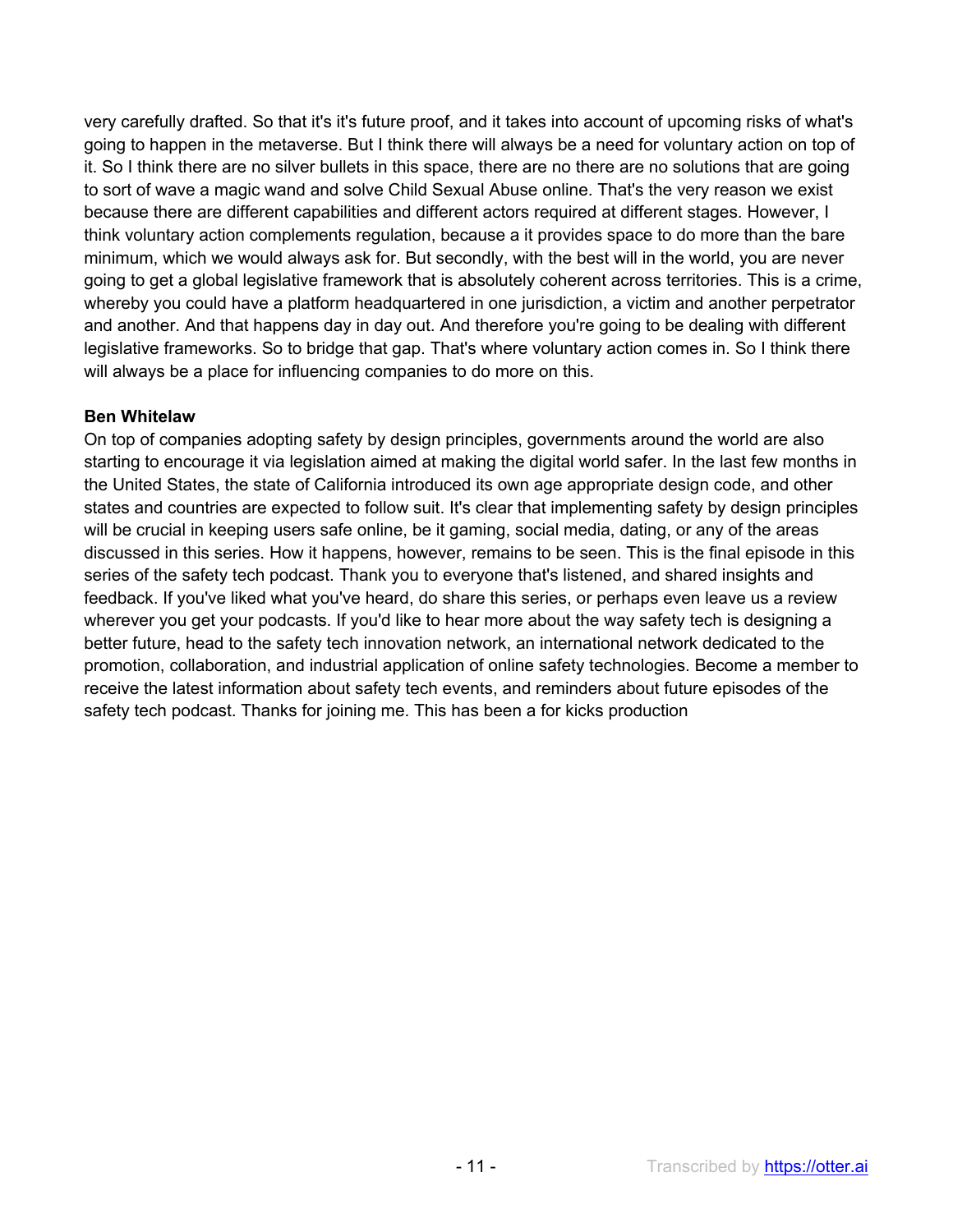very carefully drafted. So that it's it's future proof, and it takes into account of upcoming risks of what's going to happen in the metaverse. But I think there will always be a need for voluntary action on top of it. So I think there are no silver bullets in this space, there are no there are no solutions that are going to sort of wave a magic wand and solve Child Sexual Abuse online. That's the very reason we exist because there are different capabilities and different actors required at different stages. However, I think voluntary action complements regulation, because a it provides space to do more than the bare minimum, which we would always ask for. But secondly, with the best will in the world, you are never going to get a global legislative framework that is absolutely coherent across territories. This is a crime, whereby you could have a platform headquartered in one jurisdiction, a victim and another perpetrator and another. And that happens day in day out. And therefore you're going to be dealing with different legislative frameworks. So to bridge that gap. That's where voluntary action comes in. So I think there will always be a place for influencing companies to do more on this.

**Ben Whitelaw**
On top of companies adopting safety by design principles, governments around the world are also starting to encourage it via legislation aimed at making the digital world safer. In the last few months in the United States, the state of California introduced its own age appropriate design code, and other states and countries are expected to follow suit. It's clear that implementing safety by design principles will be crucial in keeping users safe online, be it gaming, social media, dating, or any of the areas discussed in this series. How it happens, however, remains to be seen. This is the final episode in this series of the safety tech podcast. Thank you to everyone that's listened, and shared insights and feedback. If you've liked what you've heard, do share this series, or perhaps even leave us a review wherever you get your podcasts. If you'd like to hear more about the way safety tech is designing a better future, head to the safety tech innovation network, an international network dedicated to the promotion, collaboration, and industrial application of online safety technologies. Become a member to receive the latest information about safety tech events, and reminders about future episodes of the safety tech podcast. Thanks for joining me. This has been a for kicks production